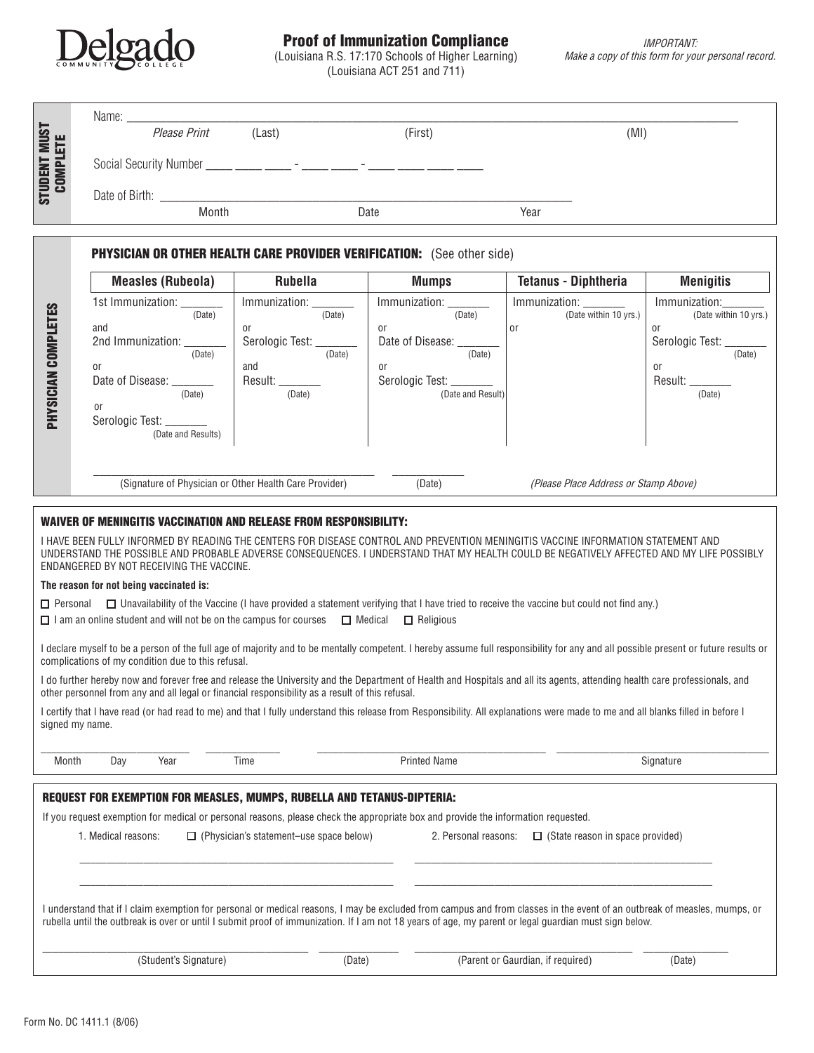Delgado COMMUNITY COLLEGE

# Proof of Immunization Compliance

(Louisiana R.S. 17:170 Schools of Higher Learning)
(Louisiana ACT 251 and 711)

*IMPORTANT:*
*Make a copy of this form for your personal record.*

## STUDENT MUST COMPLETE

Name: ______________________________________________
*Please Print* (Last) (First) (MI)

Social Security Number ____ ____ ____ - ____ ____ - ____ ____ ____ ____

Date of Birth: ______________________________________________
Month Date Year

## PHYSICIAN COMPLETES

**PHYSICIAN OR OTHER HEALTH CARE PROVIDER VERIFICATION:** (See other side)

| Measles (Rubeola) | Rubella | Mumps | Tetanus - Diphtheria | Menigitis |
|---|---|---|---|---|
| 1st Immunization: _______ (Date) | Immunization: _______ (Date) | Immunization: _______ (Date) | Immunization: _______ (Date within 10 yrs.) | Immunization: _______ (Date within 10 yrs.) |
| and | or | or | or | or |
| 2nd Immunization: _______ (Date) | Serologic Test: _______ (Date) | Date of Disease: _______ (Date) | | Serologic Test: _______ (Date) |
| or | and | or | | or |
| Date of Disease: _______ (Date) | Result: _______ (Date) | Serologic Test: _______ (Date and Result) | | Result: _______ (Date) |
| or | | | | |
| Serologic Test: _______ (Date and Results) | | | | |

______________________________________________ ____________
(Signature of Physician or Other Health Care Provider) (Date) *(Please Place Address or Stamp Above)*

## WAIVER OF MENINGITIS VACCINATION AND RELEASE FROM RESPONSIBILITY:

I HAVE BEEN FULLY INFORMED BY READING THE CENTERS FOR DISEASE CONTROL AND PREVENTION MENINGITIS VACCINE INFORMATION STATEMENT AND UNDERSTAND THE POSSIBLE AND PROBABLE ADVERSE CONSEQUENCES. I UNDERSTAND THAT MY HEALTH COULD BE NEGATIVELY AFFECTED AND MY LIFE POSSIBLY ENDANGERED BY NOT RECEIVING THE VACCINE.

**The reason for not being vaccinated is:**

☐ Personal ☐ Unavailability of the Vaccine (I have provided a statement verifying that I have tried to receive the vaccine but could not find any.)

☐ I am an online student and will not be on the campus for courses ☐ Medical ☐ Religious

I declare myself to be a person of the full age of majority and to be mentally competent. I hereby assume full responsibility for any and all possible present or future results or complications of my condition due to this refusal.

I do further hereby now and forever free and release the University and the Department of Health and Hospitals and all its agents, attending health care professionals, and other personnel from any and all legal or financial responsibility as a result of this refusal.

I certify that I have read (or had read to me) and that I fully understand this release from Responsibility. All explanations were made to me and all blanks filled in before I signed my name.

____________________ ____________ ______________________________ ______________________________
Month Day Year Time Printed Name Signature

## REQUEST FOR EXEMPTION FOR MEASLES, MUMPS, RUBELLA AND TETANUS-DIPTERIA:

If you request exemption for medical or personal reasons, please check the appropriate box and provide the information requested.

1. Medical reasons: ☐ (Physician's statement–use space below)
2. Personal reasons: ☐ (State reason in space provided)

______________________________________________ ______________________________________________

______________________________________________ ______________________________________________

I understand that if I claim exemption for personal or medical reasons, I may be excluded from campus and from classes in the event of an outbreak of measles, mumps, or rubella until the outbreak is over or until I submit proof of immunization. If I am not 18 years of age, my parent or legal guardian must sign below.

______________________________ ____________ ______________________________ ____________
(Student's Signature) (Date) (Parent or Gaurdian, if required) (Date)

Form No. DC 1411.1 (8/06)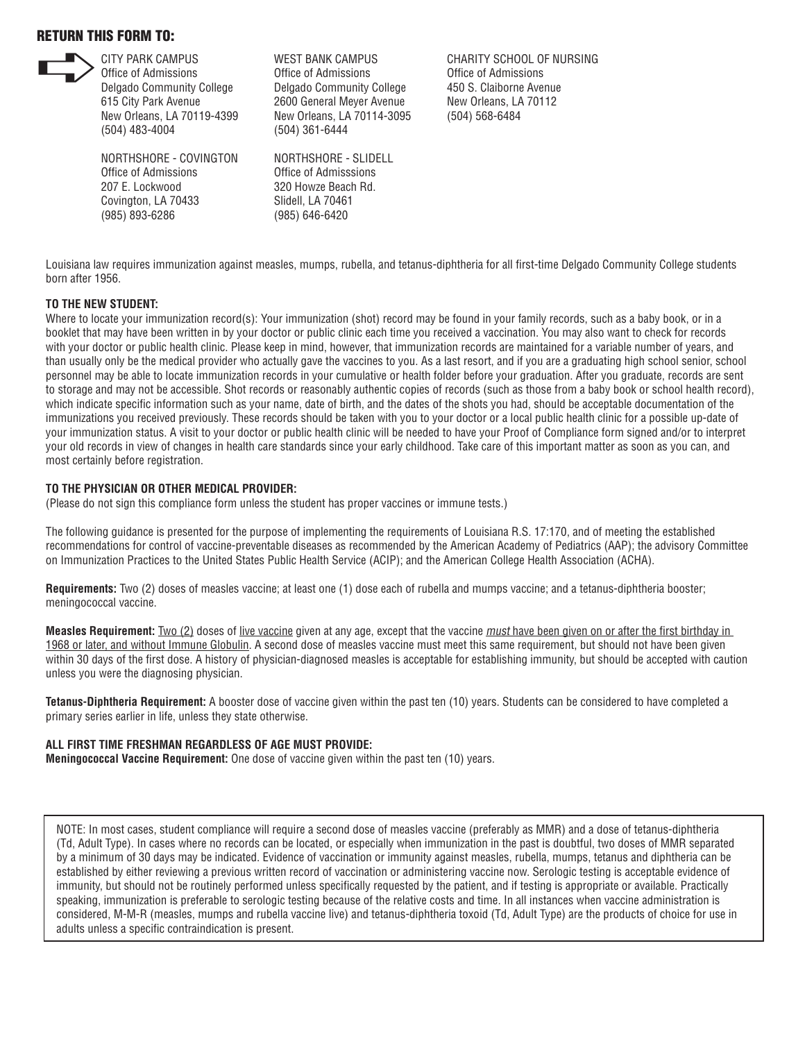## RETURN THIS FORM TO:

CITY PARK CAMPUS
Office of Admissions
Delgado Community College
615 City Park Avenue
New Orleans, LA 70119-4399
(504) 483-4004

WEST BANK CAMPUS
Office of Admissions
Delgado Community College
2600 General Meyer Avenue
New Orleans, LA 70114-3095
(504) 361-6444

CHARITY SCHOOL OF NURSING
Office of Admissions
450 S. Claiborne Avenue
New Orleans, LA 70112
(504) 568-6484

NORTHSHORE - COVINGTON
Office of Admissions
207 E. Lockwood
Covington, LA 70433
(985) 893-6286

NORTHSHORE - SLIDELL
Office of Admisssions
320 Howze Beach Rd.
Slidell, LA 70461
(985) 646-6420

Louisiana law requires immunization against measles, mumps, rubella, and tetanus-diphtheria for all first-time Delgado Community College students born after 1956.

**TO THE NEW STUDENT:**

Where to locate your immunization record(s): Your immunization (shot) record may be found in your family records, such as a baby book, or in a booklet that may have been written in by your doctor or public clinic each time you received a vaccination. You may also want to check for records with your doctor or public health clinic. Please keep in mind, however, that immunization records are maintained for a variable number of years, and than usually only be the medical provider who actually gave the vaccines to you. As a last resort, and if you are a graduating high school senior, school personnel may be able to locate immunization records in your cumulative or health folder before your graduation. After you graduate, records are sent to storage and may not be accessible. Shot records or reasonably authentic copies of records (such as those from a baby book or school health record), which indicate specific information such as your name, date of birth, and the dates of the shots you had, should be acceptable documentation of the immunizations you received previously. These records should be taken with you to your doctor or a local public health clinic for a possible up-date of your immunization status. A visit to your doctor or public health clinic will be needed to have your Proof of Compliance form signed and/or to interpret your old records in view of changes in health care standards since your early childhood. Take care of this important matter as soon as you can, and most certainly before registration.

**TO THE PHYSICIAN OR OTHER MEDICAL PROVIDER:**

(Please do not sign this compliance form unless the student has proper vaccines or immune tests.)

The following guidance is presented for the purpose of implementing the requirements of Louisiana R.S. 17:170, and of meeting the established recommendations for control of vaccine-preventable diseases as recommended by the American Academy of Pediatrics (AAP); the advisory Committee on Immunization Practices to the United States Public Health Service (ACIP); and the American College Health Association (ACHA).

**Requirements:** Two (2) doses of measles vaccine; at least one (1) dose each of rubella and mumps vaccine; and a tetanus-diphtheria booster; meningococcal vaccine.

**Measles Requirement:** Two (2) doses of live vaccine given at any age, except that the vaccine *must* have been given on or after the first birthday in 1968 or later, and without Immune Globulin. A second dose of measles vaccine must meet this same requirement, but should not have been given within 30 days of the first dose. A history of physician-diagnosed measles is acceptable for establishing immunity, but should be accepted with caution unless you were the diagnosing physician.

**Tetanus-Diphtheria Requirement:** A booster dose of vaccine given within the past ten (10) years. Students can be considered to have completed a primary series earlier in life, unless they state otherwise.

**ALL FIRST TIME FRESHMAN REGARDLESS OF AGE MUST PROVIDE:**
**Meningococcal Vaccine Requirement:** One dose of vaccine given within the past ten (10) years.

NOTE: In most cases, student compliance will require a second dose of measles vaccine (preferably as MMR) and a dose of tetanus-diphtheria (Td, Adult Type). In cases where no records can be located, or especially when immunization in the past is doubtful, two doses of MMR separated by a minimum of 30 days may be indicated. Evidence of vaccination or immunity against measles, rubella, mumps, tetanus and diphtheria can be established by either reviewing a previous written record of vaccination or administering vaccine now. Serologic testing is acceptable evidence of immunity, but should not be routinely performed unless specifically requested by the patient, and if testing is appropriate or available. Practically speaking, immunization is preferable to serologic testing because of the relative costs and time. In all instances when vaccine administration is considered, M-M-R (measles, mumps and rubella vaccine live) and tetanus-diphtheria toxoid (Td, Adult Type) are the products of choice for use in adults unless a specific contraindication is present.